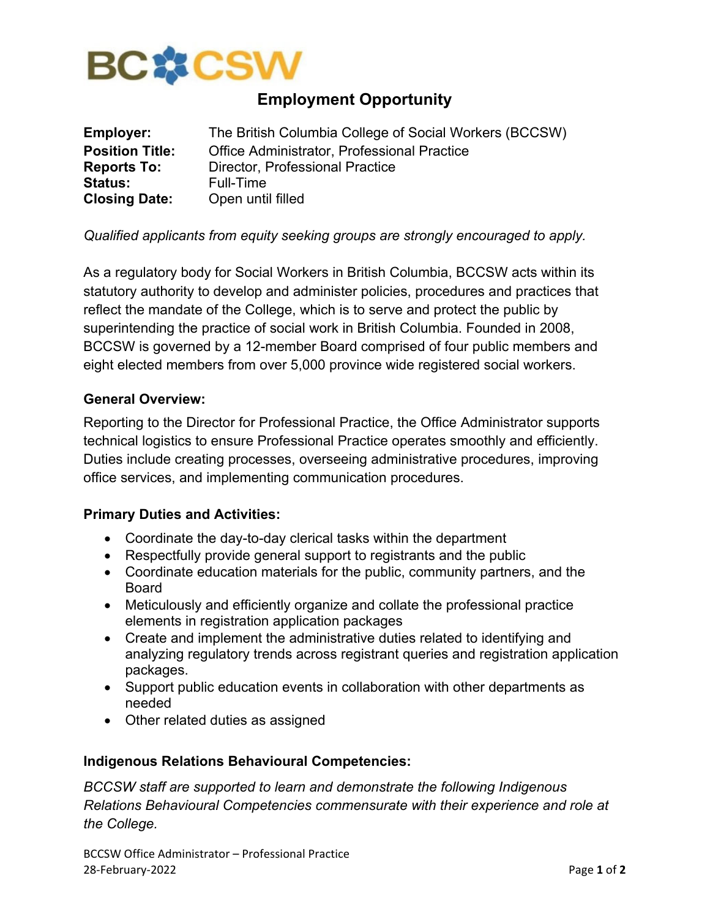BCCSW

# Employment Opportunity

**Employer:** The British Columbia College of Social Workers (BCCSW)
**Position Title:** Office Administrator, Professional Practice
**Reports To:** Director, Professional Practice
**Status:** Full-Time
**Closing Date:** Open until filled

*Qualified applicants from equity seeking groups are strongly encouraged to apply.*

As a regulatory body for Social Workers in British Columbia, BCCSW acts within its statutory authority to develop and administer policies, procedures and practices that reflect the mandate of the College, which is to serve and protect the public by superintending the practice of social work in British Columbia. Founded in 2008, BCCSW is governed by a 12-member Board comprised of four public members and eight elected members from over 5,000 province wide registered social workers.

### General Overview:

Reporting to the Director for Professional Practice, the Office Administrator supports technical logistics to ensure Professional Practice operates smoothly and efficiently. Duties include creating processes, overseeing administrative procedures, improving office services, and implementing communication procedures.

### Primary Duties and Activities:

- Coordinate the day-to-day clerical tasks within the department
- Respectfully provide general support to registrants and the public
- Coordinate education materials for the public, community partners, and the Board
- Meticulously and efficiently organize and collate the professional practice elements in registration application packages
- Create and implement the administrative duties related to identifying and analyzing regulatory trends across registrant queries and registration application packages.
- Support public education events in collaboration with other departments as needed
- Other related duties as assigned

### Indigenous Relations Behavioural Competencies:

*BCCSW staff are supported to learn and demonstrate the following Indigenous Relations Behavioural Competencies commensurate with their experience and role at the College.*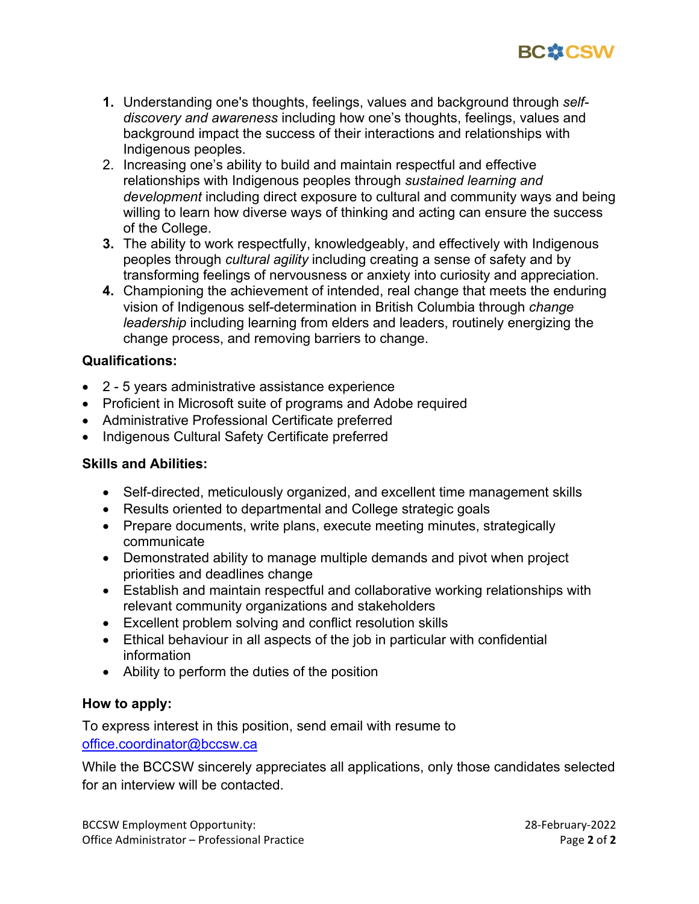1. Understanding one's thoughts, feelings, values and background through *self-discovery and awareness* including how one's thoughts, feelings, values and background impact the success of their interactions and relationships with Indigenous peoples.
2. Increasing one's ability to build and maintain respectful and effective relationships with Indigenous peoples through *sustained learning and development* including direct exposure to cultural and community ways and being willing to learn how diverse ways of thinking and acting can ensure the success of the College.
3. The ability to work respectfully, knowledgeably, and effectively with Indigenous peoples through *cultural agility* including creating a sense of safety and by transforming feelings of nervousness or anxiety into curiosity and appreciation.
4. Championing the achievement of intended, real change that meets the enduring vision of Indigenous self-determination in British Columbia through *change leadership* including learning from elders and leaders, routinely energizing the change process, and removing barriers to change.

**Qualifications:**

- 2 - 5 years administrative assistance experience
- Proficient in Microsoft suite of programs and Adobe required
- Administrative Professional Certificate preferred
- Indigenous Cultural Safety Certificate preferred

**Skills and Abilities:**

- Self-directed, meticulously organized, and excellent time management skills
- Results oriented to departmental and College strategic goals
- Prepare documents, write plans, execute meeting minutes, strategically communicate
- Demonstrated ability to manage multiple demands and pivot when project priorities and deadlines change
- Establish and maintain respectful and collaborative working relationships with relevant community organizations and stakeholders
- Excellent problem solving and conflict resolution skills
- Ethical behaviour in all aspects of the job in particular with confidential information
- Ability to perform the duties of the position

**How to apply:**

To express interest in this position, send email with resume to office.coordinator@bccsw.ca

While the BCCSW sincerely appreciates all applications, only those candidates selected for an interview will be contacted.